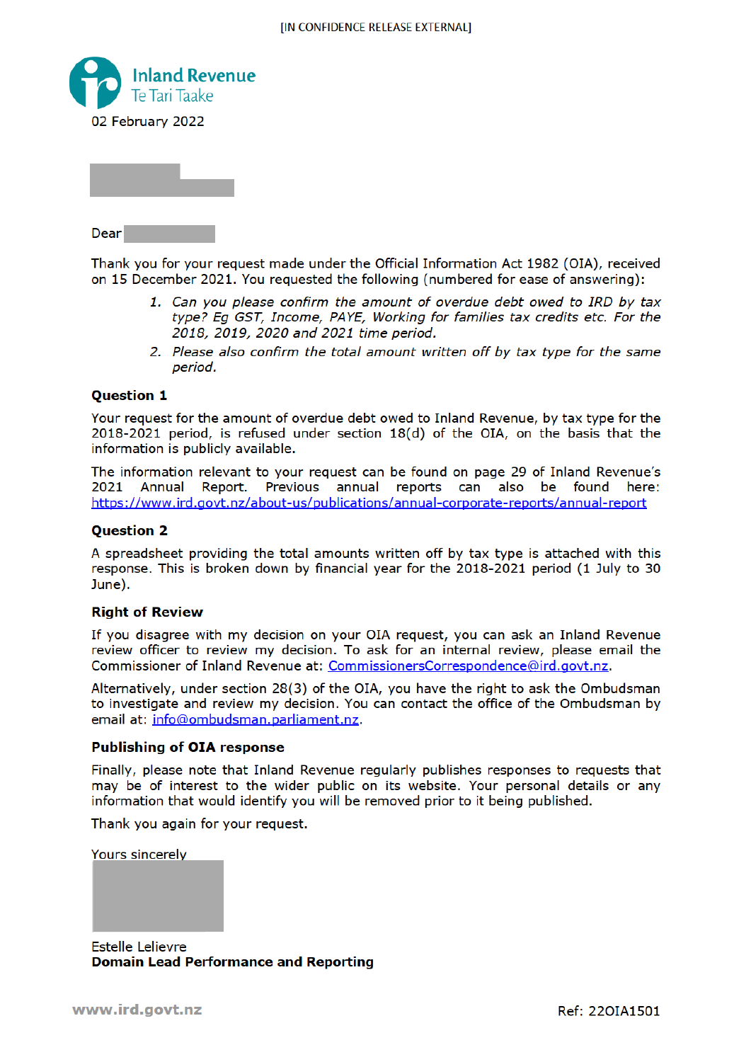[IN CONFIDENCE RELEASE EXTERNAL]

Inland Revenue
Te Tari Taake

02 February 2022

Dear

Thank you for your request made under the Official Information Act 1982 (OIA), received on 15 December 2021. You requested the following (numbered for ease of answering):

1. *Can you please confirm the amount of overdue debt owed to IRD by tax type? Eg GST, Income, PAYE, Working for families tax credits etc. For the 2018, 2019, 2020 and 2021 time period.*
2. *Please also confirm the total amount written off by tax type for the same period.*

**Question 1**

Your request for the amount of overdue debt owed to Inland Revenue, by tax type for the 2018-2021 period, is refused under section 18(d) of the OIA, on the basis that the information is publicly available.

The information relevant to your request can be found on page 29 of Inland Revenue's 2021 Annual Report. Previous annual reports can also be found here: https://www.ird.govt.nz/about-us/publications/annual-corporate-reports/annual-report

**Question 2**

A spreadsheet providing the total amounts written off by tax type is attached with this response. This is broken down by financial year for the 2018-2021 period (1 July to 30 June).

**Right of Review**

If you disagree with my decision on your OIA request, you can ask an Inland Revenue review officer to review my decision. To ask for an internal review, please email the Commissioner of Inland Revenue at: CommissionersCorrespondence@ird.govt.nz.

Alternatively, under section 28(3) of the OIA, you have the right to ask the Ombudsman to investigate and review my decision. You can contact the office of the Ombudsman by email at: info@ombudsman.parliament.nz.

**Publishing of OIA response**

Finally, please note that Inland Revenue regularly publishes responses to requests that may be of interest to the wider public on its website. Your personal details or any information that would identify you will be removed prior to it being published.

Thank you again for your request.

Yours sincerely

Estelle Lelievre
**Domain Lead Performance and Reporting**

www.ird.govt.nz

Ref: 22OIA1501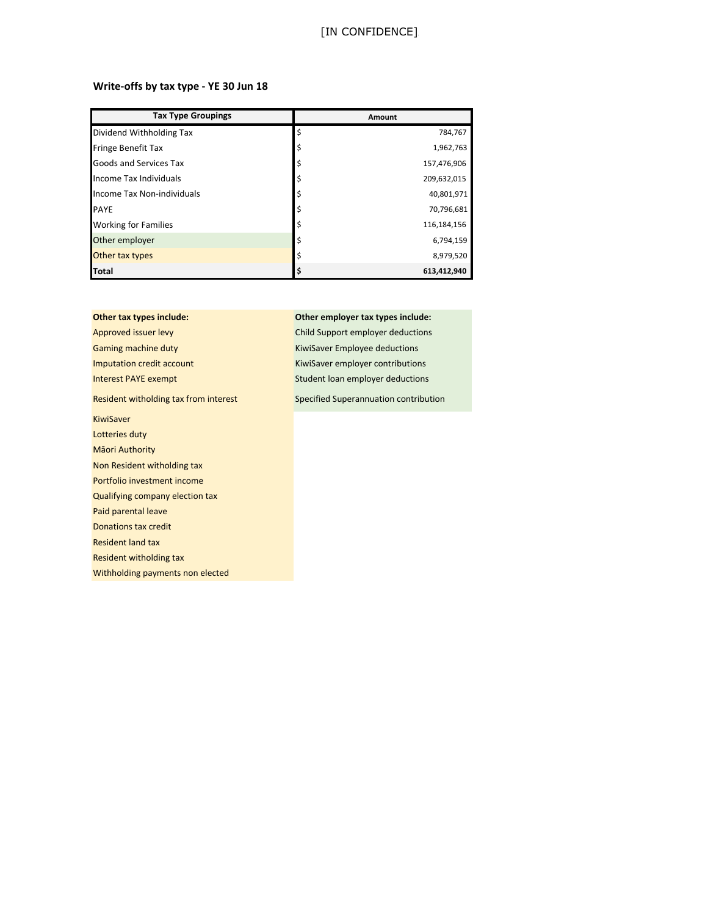[IN CONFIDENCE]

### Write-offs by tax type - YE 30 Jun 18

| Tax Type Groupings | Amount |
|---|---|
| Dividend Withholding Tax | $ 784,767 |
| Fringe Benefit Tax | $ 1,962,763 |
| Goods and Services Tax | $ 157,476,906 |
| Income Tax Individuals | $ 209,632,015 |
| Income Tax Non-individuals | $ 40,801,971 |
| PAYE | $ 70,796,681 |
| Working for Families | $ 116,184,156 |
| Other employer | $ 6,794,159 |
| Other tax types | $ 8,979,520 |
| **Total** | **$ 613,412,940** |

**Other tax types include:**

- Approved issuer levy
- Gaming machine duty
- Imputation credit account
- Interest PAYE exempt
- Resident witholding tax from interest
- KiwiSaver
- Lotteries duty
- Māori Authority
- Non Resident witholding tax
- Portfolio investment income
- Qualifying company election tax
- Paid parental leave
- Donations tax credit
- Resident land tax
- Resident witholding tax
- Withholding payments non elected

**Other employer tax types include:**

- Child Support employer deductions
- KiwiSaver Employee deductions
- KiwiSaver employer contributions
- Student loan employer deductions
- Specified Superannuation contribution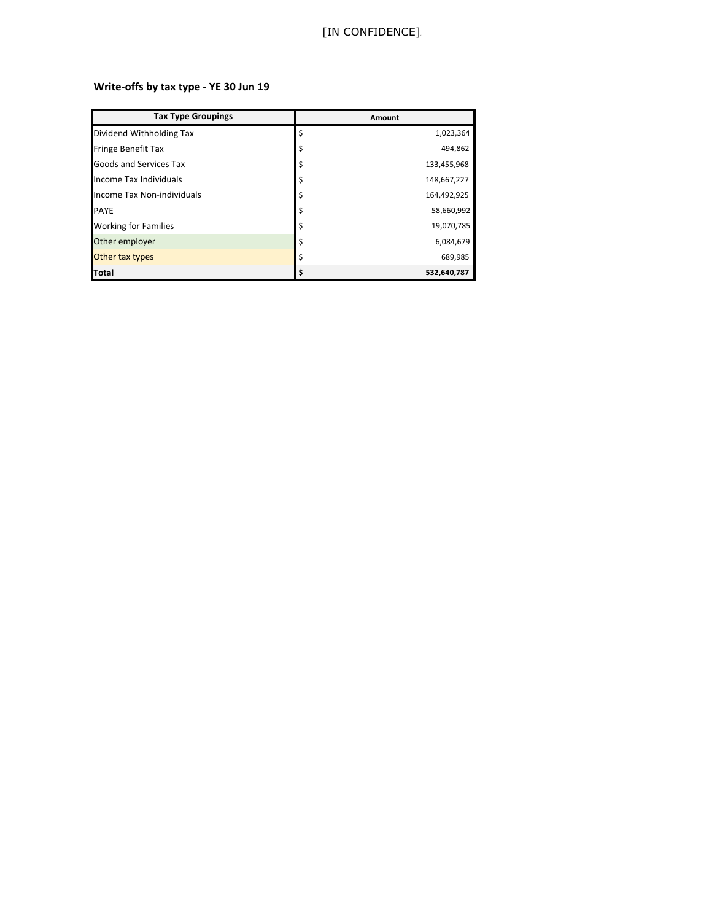[IN CONFIDENCE]

**Write-offs by tax type - YE 30 Jun 19**

| Tax Type Groupings | Amount |
|---|---|
| Dividend Withholding Tax | $ 1,023,364 |
| Fringe Benefit Tax | $ 494,862 |
| Goods and Services Tax | $ 133,455,968 |
| Income Tax Individuals | $ 148,667,227 |
| Income Tax Non-individuals | $ 164,492,925 |
| PAYE | $ 58,660,992 |
| Working for Families | $ 19,070,785 |
| Other employer | $ 6,084,679 |
| Other tax types | $ 689,985 |
| **Total** | **$ 532,640,787** |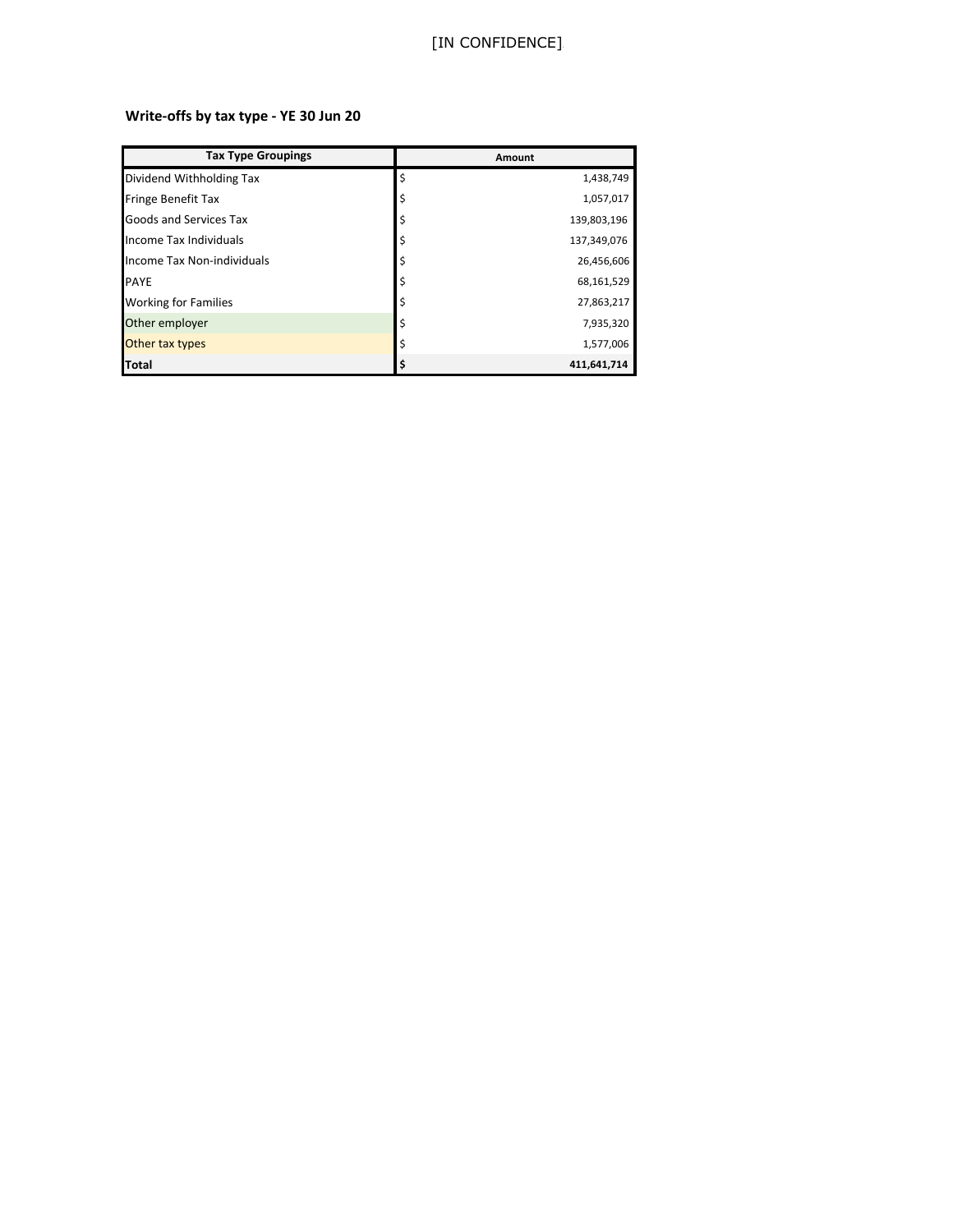[IN CONFIDENCE]

**Write-offs by tax type - YE 30 Jun 20**

| Tax Type Groupings | Amount |
|---|---|
| Dividend Withholding Tax | $ 1,438,749 |
| Fringe Benefit Tax | $ 1,057,017 |
| Goods and Services Tax | $ 139,803,196 |
| Income Tax Individuals | $ 137,349,076 |
| Income Tax Non-individuals | $ 26,456,606 |
| PAYE | $ 68,161,529 |
| Working for Families | $ 27,863,217 |
| Other employer | $ 7,935,320 |
| Other tax types | $ 1,577,006 |
| **Total** | **$ 411,641,714** |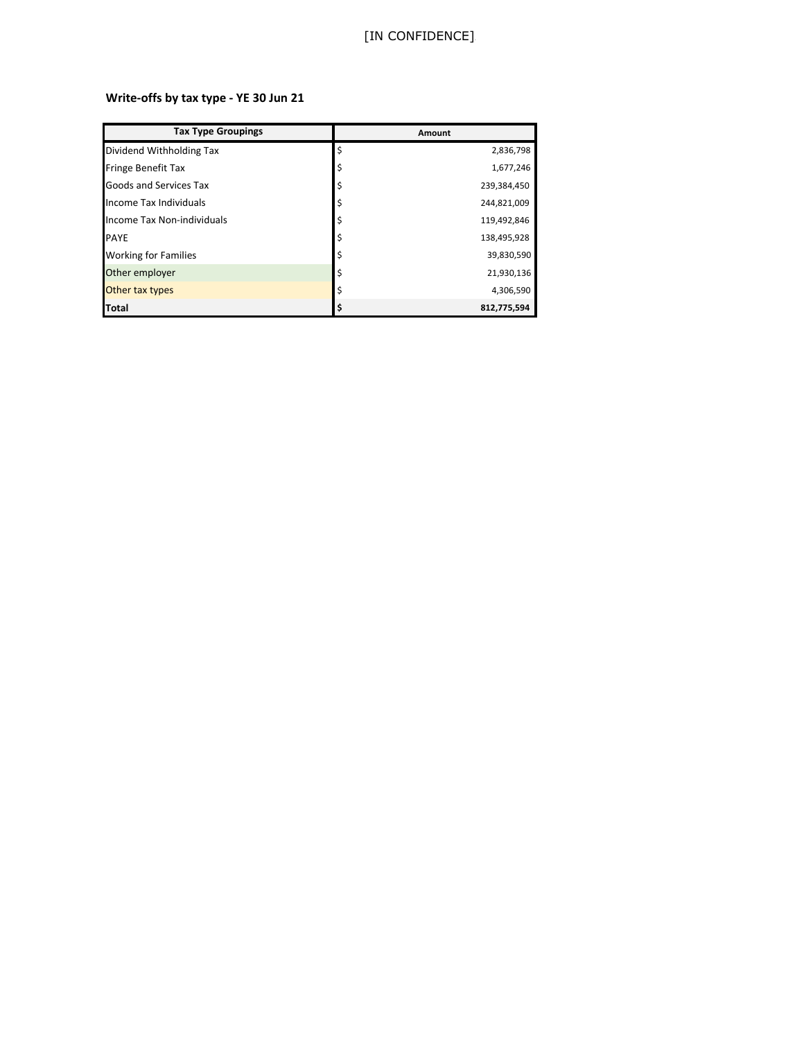**Write-offs by tax type - YE 30 Jun 21**

| Tax Type Groupings | Amount |
|---|---|
| Dividend Withholding Tax | $ 2,836,798 |
| Fringe Benefit Tax | $ 1,677,246 |
| Goods and Services Tax | $ 239,384,450 |
| Income Tax Individuals | $ 244,821,009 |
| Income Tax Non-individuals | $ 119,492,846 |
| PAYE | $ 138,495,928 |
| Working for Families | $ 39,830,590 |
| Other employer | $ 21,930,136 |
| Other tax types | $ 4,306,590 |
| **Total** | **$ 812,775,594** |